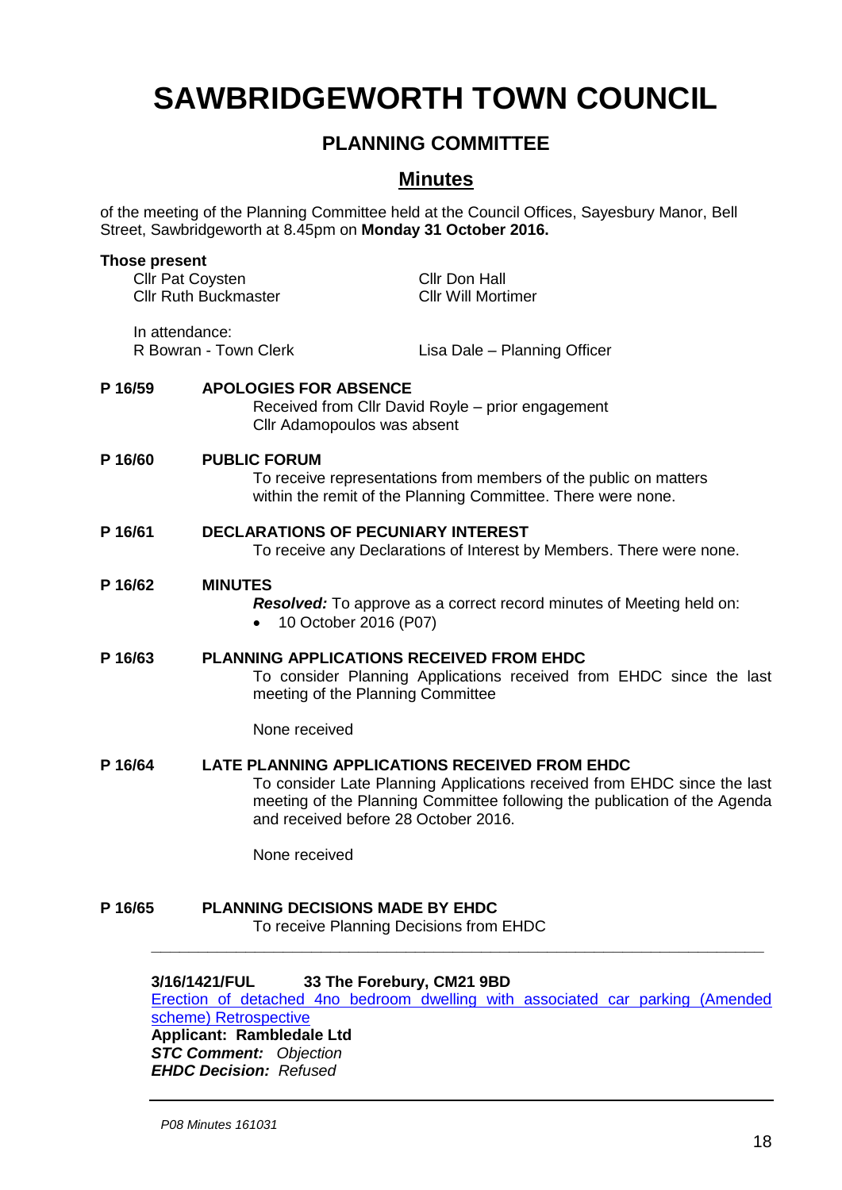# SAWBRIDGEWORTH TOWN COUNCIL

## PLANNING COMMITTEE

## Minutes

of the meeting of the Planning Committee held at the Council Offices, Sayesbury Manor, Bell Street, Sawbridgeworth at 8.45pm on **Monday 31 October 2016.**

**Those present**

| | |
|---|---|
| Cllr Pat Coysten | Cllr Don Hall |
| Cllr Ruth Buckmaster | Cllr Will Mortimer |

In attendance:

| | |
|---|---|
| R Bowran - Town Clerk | Lisa Dale – Planning Officer |

**P 16/59 APOLOGIES FOR ABSENCE**

Received from Cllr David Royle – prior engagement
Cllr Adamopoulos was absent

**P 16/60 PUBLIC FORUM**

To receive representations from members of the public on matters within the remit of the Planning Committee. There were none.

**P 16/61 DECLARATIONS OF PECUNIARY INTEREST**

To receive any Declarations of Interest by Members. There were none.

**P 16/62 MINUTES**

***Resolved:*** To approve as a correct record minutes of Meeting held on:

- 10 October 2016 (P07)

**P 16/63 PLANNING APPLICATIONS RECEIVED FROM EHDC**

To consider Planning Applications received from EHDC since the last meeting of the Planning Committee

None received

**P 16/64 LATE PLANNING APPLICATIONS RECEIVED FROM EHDC**

To consider Late Planning Applications received from EHDC since the last meeting of the Planning Committee following the publication of the Agenda and received before 28 October 2016.

None received

**P 16/65 PLANNING DECISIONS MADE BY EHDC**

To receive Planning Decisions from EHDC

---

**3/16/1421/FUL 33 The Forebury, CM21 9BD**
Erection of detached 4no bedroom dwelling with associated car parking (Amended scheme) Retrospective
**Applicant: Rambledale Ltd**
***STC Comment:*** *Objection*
***EHDC Decision:*** *Refused*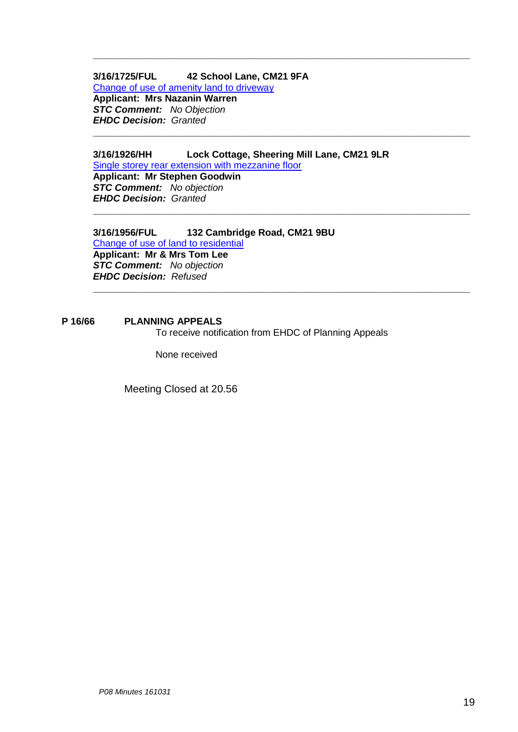---

**3/16/1725/FUL 42 School Lane, CM21 9FA**
Change of use of amenity land to driveway
**Applicant: Mrs Nazanin Warren**
***STC Comment:*** *No Objection*
***EHDC Decision:*** *Granted*

---

**3/16/1926/HH Lock Cottage, Sheering Mill Lane, CM21 9LR**
Single storey rear extension with mezzanine floor
**Applicant: Mr Stephen Goodwin**
***STC Comment:*** *No objection*
***EHDC Decision:*** *Granted*

---

**3/16/1956/FUL 132 Cambridge Road, CM21 9BU**
Change of use of land to residential
**Applicant: Mr & Mrs Tom Lee**
***STC Comment:*** *No objection*
***EHDC Decision:*** *Refused*

---

**P 16/66 PLANNING APPEALS**

To receive notification from EHDC of Planning Appeals

None received

Meeting Closed at 20.56

*P08 Minutes 161031*